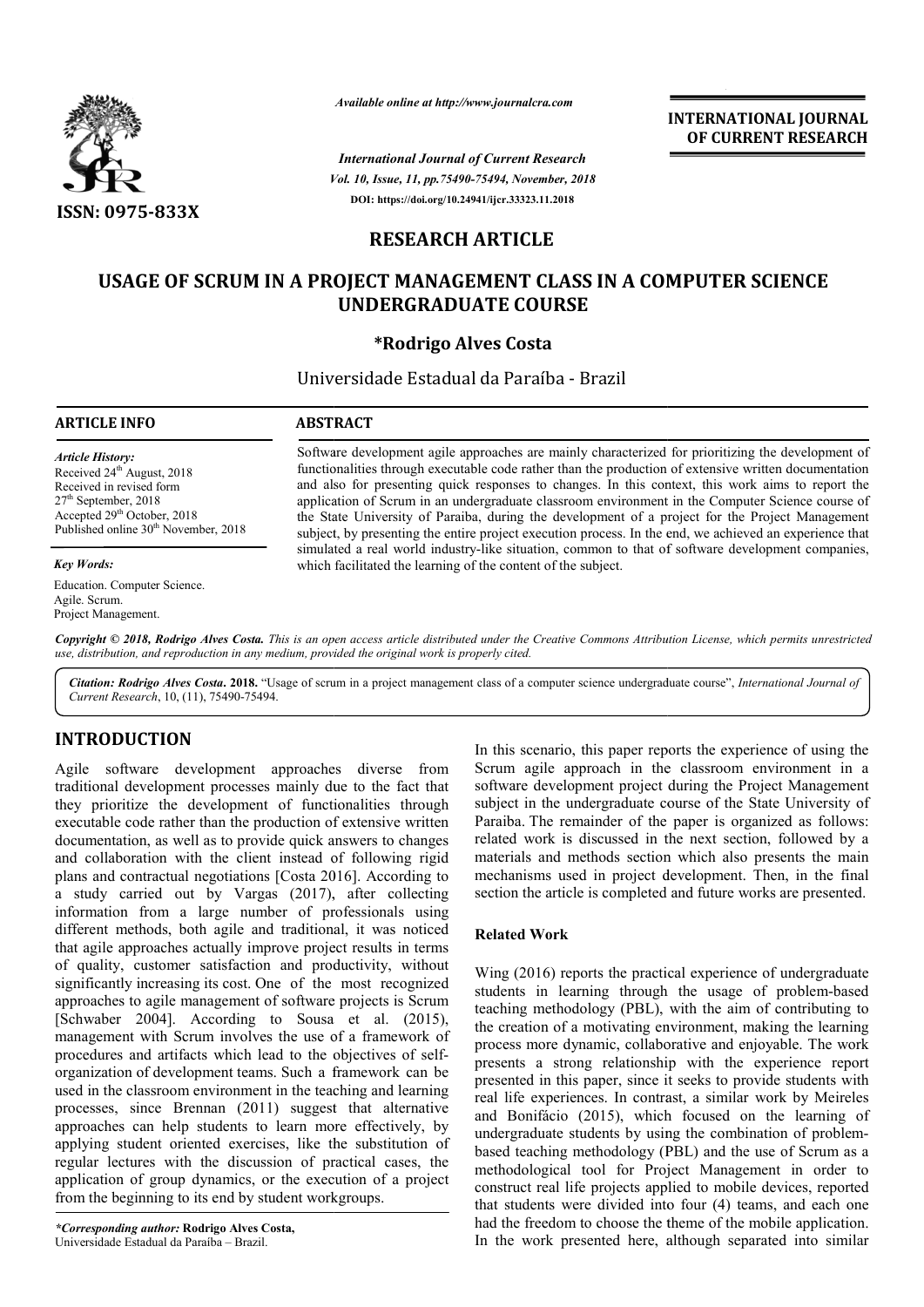ISSN: 0975-833X

*Available online at http://www.journalcra.com*

*International Journal of Current Research*
*Vol. 10, Issue, 11, pp.75490-75494, November, 2018*
**DOI: https://doi.org/10.24941/ijcr.33323.11.2018**

**INTERNATIONAL JOURNAL OF CURRENT RESEARCH**

# RESEARCH ARTICLE

# USAGE OF SCRUM IN A PROJECT MANAGEMENT CLASS IN A COMPUTER SCIENCE UNDERGRADUATE COURSE

**\*Rodrigo Alves Costa**

Universidade Estadual da Paraíba - Brazil

## ARTICLE INFO

*Article History:*
Received 24th August, 2018
Received in revised form 27th September, 2018
Accepted 29th October, 2018
Published online 30th November, 2018

*Key Words:*
Education. Computer Science.
Agile. Scrum.
Project Management.

## ABSTRACT

Software development agile approaches are mainly characterized for prioritizing the development of functionalities through executable code rather than the production of extensive written documentation and also for presenting quick responses to changes. In this context, this work aims to report the application of Scrum in an undergraduate classroom environment in the Computer Science course of the State University of Paraiba, during the development of a project for the Project Management subject, by presenting the entire project execution process. In the end, we achieved an experience that simulated a real world industry-like situation, common to that of software development companies, which facilitated the learning of the content of the subject.

*Copyright © 2018, Rodrigo Alves Costa. This is an open access article distributed under the Creative Commons Attribution License, which permits unrestricted use, distribution, and reproduction in any medium, provided the original work is properly cited.*

***Citation: Rodrigo Alves Costa*. 2018.** "Usage of scrum in a project management class of a computer science undergraduate course", *International Journal of Current Research*, 10, (11), 75490-75494.

## INTRODUCTION

Agile software development approaches diverse from traditional development processes mainly due to the fact that they prioritize the development of functionalities through executable code rather than the production of extensive written documentation, as well as to provide quick answers to changes and collaboration with the client instead of following rigid plans and contractual negotiations [Costa 2016]. According to a study carried out by Vargas (2017), after collecting information from a large number of professionals using different methods, both agile and traditional, it was noticed that agile approaches actually improve project results in terms of quality, customer satisfaction and productivity, without significantly increasing its cost. One of the most recognized approaches to agile management of software projects is Scrum [Schwaber 2004]. According to Sousa et al. (2015), management with Scrum involves the use of a framework of procedures and artifacts which lead to the objectives of self-organization of development teams. Such a framework can be used in the classroom environment in the teaching and learning processes, since Brennan (2011) suggest that alternative approaches can help students to learn more effectively, by applying student oriented exercises, like the substitution of regular lectures with the discussion of practical cases, the application of group dynamics, or the execution of a project from the beginning to its end by student workgroups.

In this scenario, this paper reports the experience of using the Scrum agile approach in the classroom environment in a software development project during the Project Management subject in the undergraduate course of the State University of Paraiba. The remainder of the paper is organized as follows: related work is discussed in the next section, followed by a materials and methods section which also presents the main mechanisms used in project development. Then, in the final section the article is completed and future works are presented.

### Related Work

Wing (2016) reports the practical experience of undergraduate students in learning through the usage of problem-based teaching methodology (PBL), with the aim of contributing to the creation of a motivating environment, making the learning process more dynamic, collaborative and enjoyable. The work presents a strong relationship with the experience report presented in this paper, since it seeks to provide students with real life experiences. In contrast, a similar work by Meireles and Bonifácio (2015), which focused on the learning of undergraduate students by using the combination of problem-based teaching methodology (PBL) and the use of Scrum as a methodological tool for Project Management in order to construct real life projects applied to mobile devices, reported that students were divided into four (4) teams, and each one had the freedom to choose the theme of the mobile application. In the work presented here, although separated into similar

*\*Corresponding author:* **Rodrigo Alves Costa,**
Universidade Estadual da Paraíba – Brazil.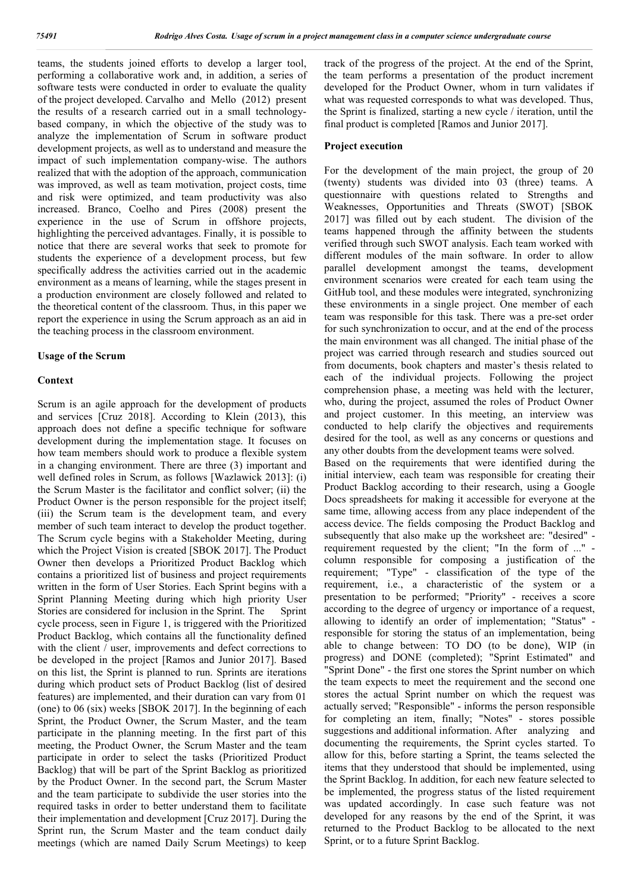teams, the students joined efforts to develop a larger tool, performing a collaborative work and, in addition, a series of software tests were conducted in order to evaluate the quality of the project developed. Carvalho and Mello (2012) present the results of a research carried out in a small technology-based company, in which the objective of the study was to analyze the implementation of Scrum in software product development projects, as well as to understand and measure the impact of such implementation company-wise. The authors realized that with the adoption of the approach, communication was improved, as well as team motivation, project costs, time and risk were optimized, and team productivity was also increased. Branco, Coelho and Pires (2008) present the experience in the use of Scrum in offshore projects, highlighting the perceived advantages. Finally, it is possible to notice that there are several works that seek to promote for students the experience of a development process, but few specifically address the activities carried out in the academic environment as a means of learning, while the stages present in a production environment are closely followed and related to the theoretical content of the classroom. Thus, in this paper we report the experience in using the Scrum approach as an aid in the teaching process in the classroom environment.

## Usage of the Scrum

### Context

Scrum is an agile approach for the development of products and services [Cruz 2018]. According to Klein (2013), this approach does not define a specific technique for software development during the implementation stage. It focuses on how team members should work to produce a flexible system in a changing environment. There are three (3) important and well defined roles in Scrum, as follows [Wazlawick 2013]: (i) the Scrum Master is the facilitator and conflict solver; (ii) the Product Owner is the person responsible for the project itself; (iii) the Scrum team is the development team, and every member of such team interact to develop the product together. The Scrum cycle begins with a Stakeholder Meeting, during which the Project Vision is created [SBOK 2017]. The Product Owner then develops a Prioritized Product Backlog which contains a prioritized list of business and project requirements written in the form of User Stories. Each Sprint begins with a Sprint Planning Meeting during which high priority User Stories are considered for inclusion in the Sprint. The Sprint cycle process, seen in Figure 1, is triggered with the Prioritized Product Backlog, which contains all the functionality defined with the client / user, improvements and defect corrections to be developed in the project [Ramos and Junior 2017]. Based on this list, the Sprint is planned to run. Sprints are iterations during which product sets of Product Backlog (list of desired features) are implemented, and their duration can vary from 01 (one) to 06 (six) weeks [SBOK 2017]. In the beginning of each Sprint, the Product Owner, the Scrum Master, and the team participate in the planning meeting. In the first part of this meeting, the Product Owner, the Scrum Master and the team participate in order to select the tasks (Prioritized Product Backlog) that will be part of the Sprint Backlog as prioritized by the Product Owner. In the second part, the Scrum Master and the team participate to subdivide the user stories into the required tasks in order to better understand them to facilitate their implementation and development [Cruz 2017]. During the Sprint run, the Scrum Master and the team conduct daily meetings (which are named Daily Scrum Meetings) to keep track of the progress of the project. At the end of the Sprint, the team performs a presentation of the product increment developed for the Product Owner, whom in turn validates if what was requested corresponds to what was developed. Thus, the Sprint is finalized, starting a new cycle / iteration, until the final product is completed [Ramos and Junior 2017].

### Project execution

For the development of the main project, the group of 20 (twenty) students was divided into 03 (three) teams. A questionnaire with questions related to Strengths and Weaknesses, Opportunities and Threats (SWOT) [SBOK 2017] was filled out by each student. The division of the teams happened through the affinity between the students verified through such SWOT analysis. Each team worked with different modules of the main software. In order to allow parallel development amongst the teams, development environment scenarios were created for each team using the GitHub tool, and these modules were integrated, synchronizing these environments in a single project. One member of each team was responsible for this task. There was a pre-set order for such synchronization to occur, and at the end of the process the main environment was all changed. The initial phase of the project was carried through research and studies sourced out from documents, book chapters and master's thesis related to each of the individual projects. Following the project comprehension phase, a meeting was held with the lecturer, who, during the project, assumed the roles of Product Owner and project customer. In this meeting, an interview was conducted to help clarify the objectives and requirements desired for the tool, as well as any concerns or questions and any other doubts from the development teams were solved.

Based on the requirements that were identified during the initial interview, each team was responsible for creating their Product Backlog according to their research, using a Google Docs spreadsheets for making it accessible for everyone at the same time, allowing access from any place independent of the access device. The fields composing the Product Backlog and subsequently that also make up the worksheet are: "desired" - requirement requested by the client; "In the form of ..." - column responsible for composing a justification of the requirement; "Type" - classification of the type of the requirement, i.e., a characteristic of the system or a presentation to be performed; "Priority" - receives a score according to the degree of urgency or importance of a request, allowing to identify an order of implementation; "Status" - responsible for storing the status of an implementation, being able to change between: TO DO (to be done), WIP (in progress) and DONE (completed); "Sprint Estimated" and "Sprint Done" - the first one stores the Sprint number on which the team expects to meet the requirement and the second one stores the actual Sprint number on which the request was actually served; "Responsible" - informs the person responsible for completing an item, finally; "Notes" - stores possible suggestions and additional information. After analyzing and documenting the requirements, the Sprint cycles started. To allow for this, before starting a Sprint, the teams selected the items that they understood that should be implemented, using the Sprint Backlog. In addition, for each new feature selected to be implemented, the progress status of the listed requirement was updated accordingly. In case such feature was not developed for any reasons by the end of the Sprint, it was returned to the Product Backlog to be allocated to the next Sprint, or to a future Sprint Backlog.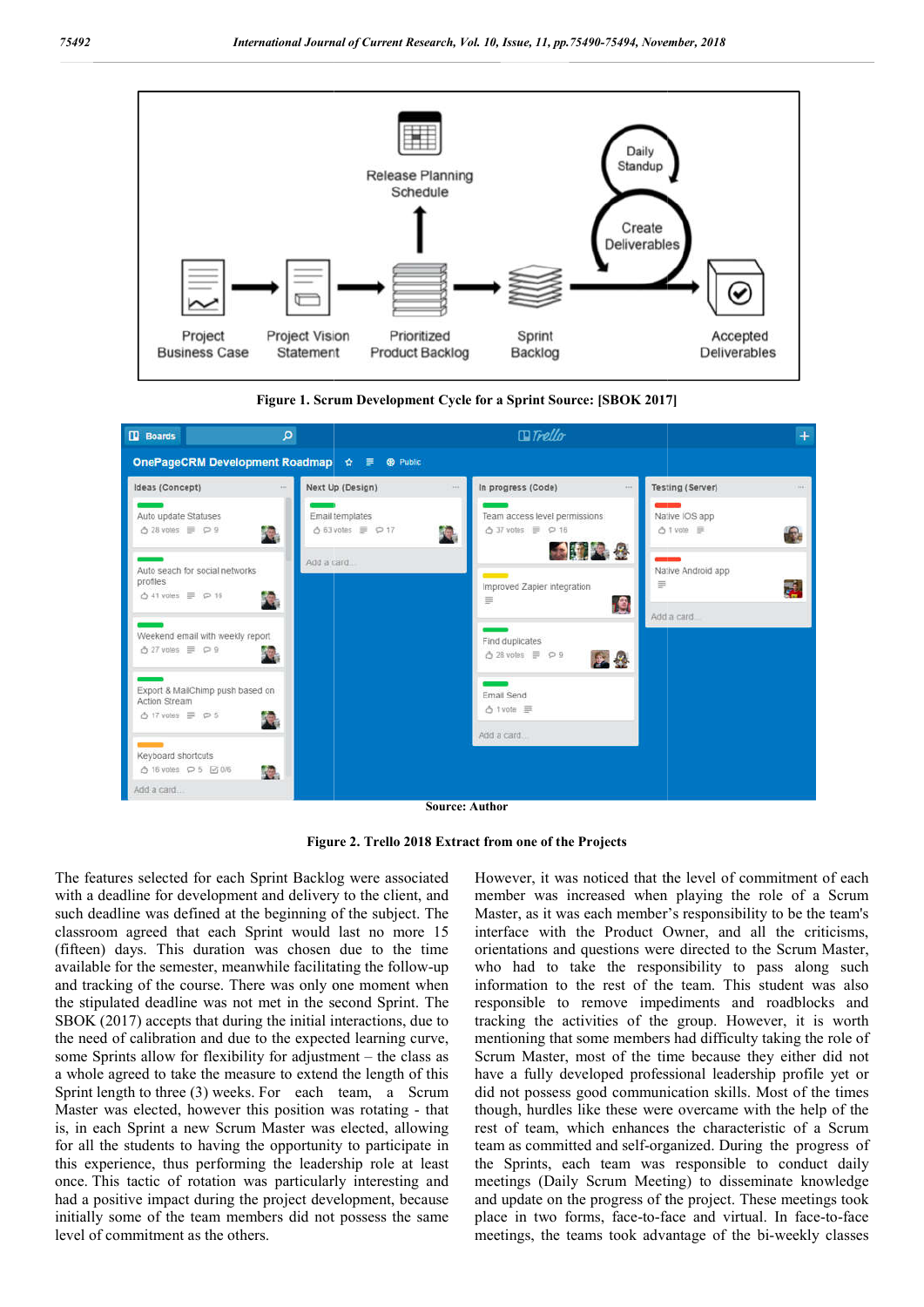Figure 1. Scrum Development Cycle for a Sprint Source: [SBOK 2017]

Source: Author

Figure 2. Trello 2018 Extract from one of the Projects

The features selected for each Sprint Backlog were associated with a deadline for development and delivery to the client, and such deadline was defined at the beginning of the subject. The classroom agreed that each Sprint would last no more 15 (fifteen) days. This duration was chosen due to the time available for the semester, meanwhile facilitating the follow-up and tracking of the course. There was only one moment when the stipulated deadline was not met in the second Sprint. The SBOK (2017) accepts that during the initial interactions, due to the need of calibration and due to the expected learning curve, some Sprints allow for flexibility for adjustment – the class as a whole agreed to take the measure to extend the length of this Sprint length to three (3) weeks. For each team, a Scrum Master was elected, however this position was rotating - that is, in each Sprint a new Scrum Master was elected, allowing for all the students to having the opportunity to participate in this experience, thus performing the leadership role at least once. This tactic of rotation was particularly interesting and had a positive impact during the project development, because initially some of the team members did not possess the same level of commitment as the others.

However, it was noticed that the level of commitment of each member was increased when playing the role of a Scrum Master, as it was each member's responsibility to be the team's interface with the Product Owner, and all the criticisms, orientations and questions were directed to the Scrum Master, who had to take the responsibility to pass along such information to the rest of the team. This student was also responsible to remove impediments and roadblocks and tracking the activities of the group. However, it is worth mentioning that some members had difficulty taking the role of Scrum Master, most of the time because they either did not have a fully developed professional leadership profile yet or did not possess good communication skills. Most of the times though, hurdles like these were overcame with the help of the rest of team, which enhances the characteristic of a Scrum team as committed and self-organized. During the progress of the Sprints, each team was responsible to conduct daily meetings (Daily Scrum Meeting) to disseminate knowledge and update on the progress of the project. These meetings took place in two forms, face-to-face and virtual. In face-to-face meetings, the teams took advantage of the bi-weekly classes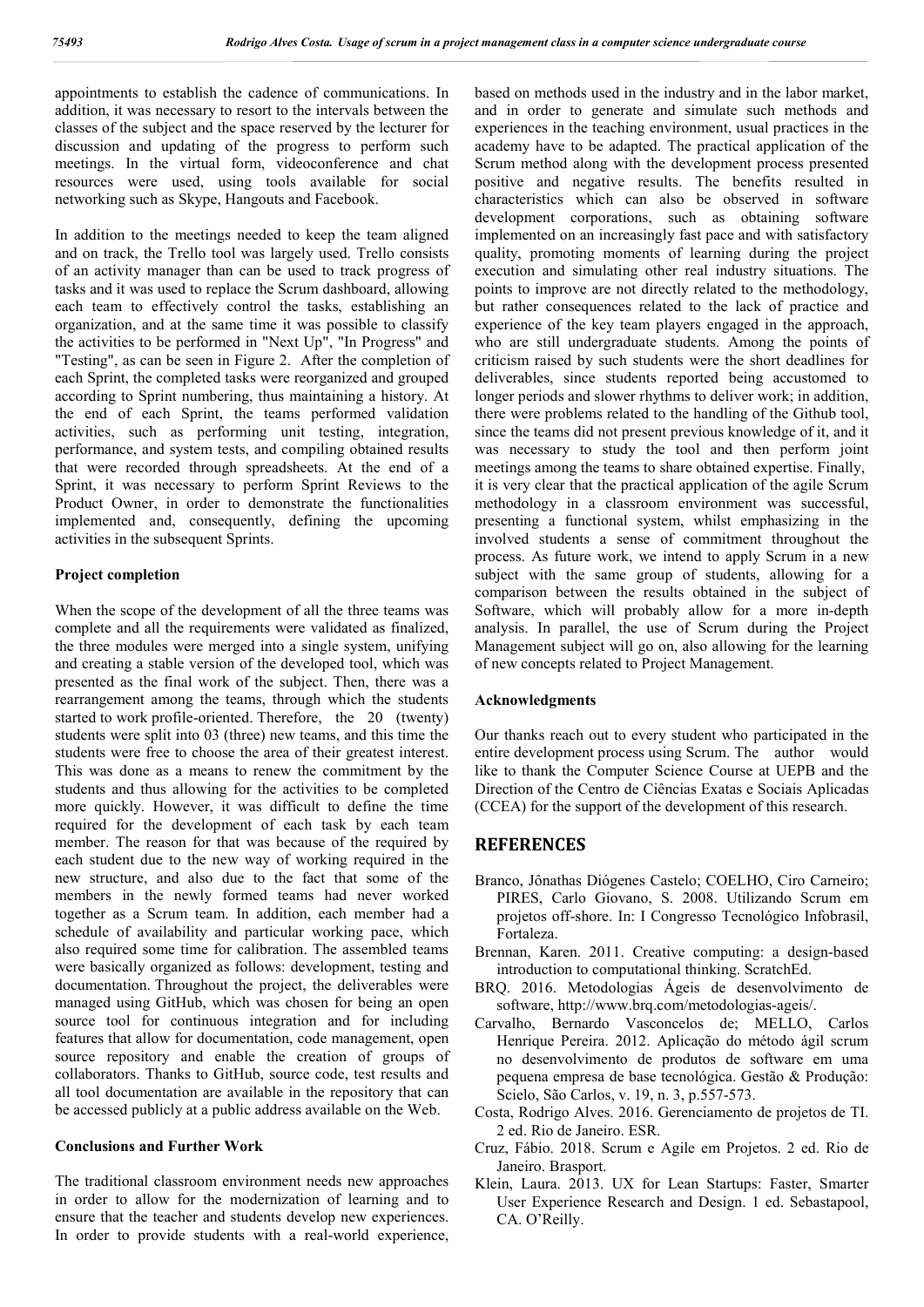appointments to establish the cadence of communications. In addition, it was necessary to resort to the intervals between the classes of the subject and the space reserved by the lecturer for discussion and updating of the progress to perform such meetings. In the virtual form, videoconference and chat resources were used, using tools available for social networking such as Skype, Hangouts and Facebook.

In addition to the meetings needed to keep the team aligned and on track, the Trello tool was largely used. Trello consists of an activity manager than can be used to track progress of tasks and it was used to replace the Scrum dashboard, allowing each team to effectively control the tasks, establishing an organization, and at the same time it was possible to classify the activities to be performed in "Next Up", "In Progress" and "Testing", as can be seen in Figure 2. After the completion of each Sprint, the completed tasks were reorganized and grouped according to Sprint numbering, thus maintaining a history. At the end of each Sprint, the teams performed validation activities, such as performing unit testing, integration, performance, and system tests, and compiling obtained results that were recorded through spreadsheets. At the end of a Sprint, it was necessary to perform Sprint Reviews to the Product Owner, in order to demonstrate the functionalities implemented and, consequently, defining the upcoming activities in the subsequent Sprints.

### Project completion

When the scope of the development of all the three teams was complete and all the requirements were validated as finalized, the three modules were merged into a single system, unifying and creating a stable version of the developed tool, which was presented as the final work of the subject. Then, there was a rearrangement among the teams, through which the students started to work profile-oriented. Therefore, the 20 (twenty) students were split into 03 (three) new teams, and this time the students were free to choose the area of their greatest interest. This was done as a means to renew the commitment by the students and thus allowing for the activities to be completed more quickly. However, it was difficult to define the time required for the development of each task by each team member. The reason for that was because of the required by each student due to the new way of working required in the new structure, and also due to the fact that some of the members in the newly formed teams had never worked together as a Scrum team. In addition, each member had a schedule of availability and particular working pace, which also required some time for calibration. The assembled teams were basically organized as follows: development, testing and documentation. Throughout the project, the deliverables were managed using GitHub, which was chosen for being an open source tool for continuous integration and for including features that allow for documentation, code management, open source repository and enable the creation of groups of collaborators. Thanks to GitHub, source code, test results and all tool documentation are available in the repository that can be accessed publicly at a public address available on the Web.

### Conclusions and Further Work

The traditional classroom environment needs new approaches in order to allow for the modernization of learning and to ensure that the teacher and students develop new experiences. In order to provide students with a real-world experience, based on methods used in the industry and in the labor market, and in order to generate and simulate such methods and experiences in the teaching environment, usual practices in the academy have to be adapted. The practical application of the Scrum method along with the development process presented positive and negative results. The benefits resulted in characteristics which can also be observed in software development corporations, such as obtaining software implemented on an increasingly fast pace and with satisfactory quality, promoting moments of learning during the project execution and simulating other real industry situations. The points to improve are not directly related to the methodology, but rather consequences related to the lack of practice and experience of the key team players engaged in the approach, who are still undergraduate students. Among the points of criticism raised by such students were the short deadlines for deliverables, since students reported being accustomed to longer periods and slower rhythms to deliver work; in addition, there were problems related to the handling of the Github tool, since the teams did not present previous knowledge of it, and it was necessary to study the tool and then perform joint meetings among the teams to share obtained expertise. Finally, it is very clear that the practical application of the agile Scrum methodology in a classroom environment was successful, presenting a functional system, whilst emphasizing in the involved students a sense of commitment throughout the process. As future work, we intend to apply Scrum in a new subject with the same group of students, allowing for a comparison between the results obtained in the subject of Software, which will probably allow for a more in-depth analysis. In parallel, the use of Scrum during the Project Management subject will go on, also allowing for the learning of new concepts related to Project Management.

### Acknowledgments

Our thanks reach out to every student who participated in the entire development process using Scrum. The author would like to thank the Computer Science Course at UEPB and the Direction of the Centro de Ciências Exatas e Sociais Aplicadas (CCEA) for the support of the development of this research.

## REFERENCES

Branco, Jônathas Diógenes Castelo; COELHO, Ciro Carneiro; PIRES, Carlo Giovano, S. 2008. Utilizando Scrum em projetos off-shore. In: I Congresso Tecnológico Infobrasil, Fortaleza.

Brennan, Karen. 2011. Creative computing: a design-based introduction to computational thinking. ScratchEd.

BRQ. 2016. Metodologias Ágeis de desenvolvimento de software, http://www.brq.com/metodologias-ageis/.

Carvalho, Bernardo Vasconcelos de; MELLO, Carlos Henrique Pereira. 2012. Aplicação do método ágil scrum no desenvolvimento de produtos de software em uma pequena empresa de base tecnológica. Gestão & Produção: Scielo, São Carlos, v. 19, n. 3, p.557-573.

Costa, Rodrigo Alves. 2016. Gerenciamento de projetos de TI. 2 ed. Rio de Janeiro. ESR.

Cruz, Fábio. 2018. Scrum e Agile em Projetos. 2 ed. Rio de Janeiro. Brasport.

Klein, Laura. 2013. UX for Lean Startups: Faster, Smarter User Experience Research and Design. 1 ed. Sebastapool, CA. O'Reilly.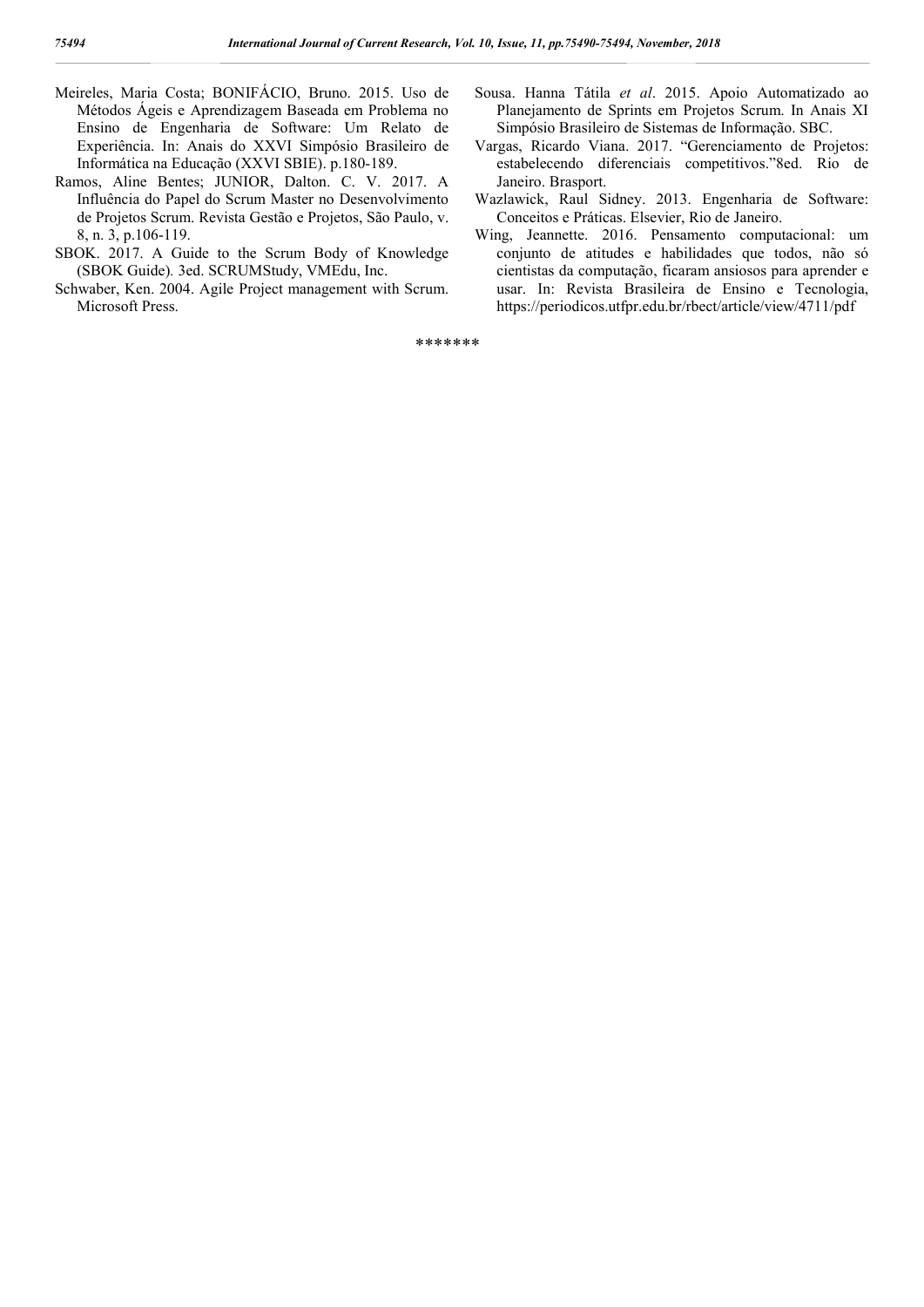Meireles, Maria Costa; BONIFÁCIO, Bruno. 2015. Uso de Métodos Ágeis e Aprendizagem Baseada em Problema no Ensino de Engenharia de Software: Um Relato de Experiência. In: Anais do XXVI Simpósio Brasileiro de Informática na Educação (XXVI SBIE). p.180-189.

Ramos, Aline Bentes; JUNIOR, Dalton. C. V. 2017. A Influência do Papel do Scrum Master no Desenvolvimento de Projetos Scrum. Revista Gestão e Projetos, São Paulo, v. 8, n. 3, p.106-119.

SBOK. 2017. A Guide to the Scrum Body of Knowledge (SBOK Guide). 3ed. SCRUMStudy, VMEdu, Inc.

Schwaber, Ken. 2004. Agile Project management with Scrum. Microsoft Press.

Sousa. Hanna Tátila *et al*. 2015. Apoio Automatizado ao Planejamento de Sprints em Projetos Scrum. In Anais XI Simpósio Brasileiro de Sistemas de Informação. SBC.

Vargas, Ricardo Viana. 2017. "Gerenciamento de Projetos: estabelecendo diferenciais competitivos."8ed. Rio de Janeiro. Brasport.

Wazlawick, Raul Sidney. 2013. Engenharia de Software: Conceitos e Práticas. Elsevier, Rio de Janeiro.

Wing, Jeannette. 2016. Pensamento computacional: um conjunto de atitudes e habilidades que todos, não só cientistas da computação, ficaram ansiosos para aprender e usar. In: Revista Brasileira de Ensino e Tecnologia, https://periodicos.utfpr.edu.br/rbect/article/view/4711/pdf

*******